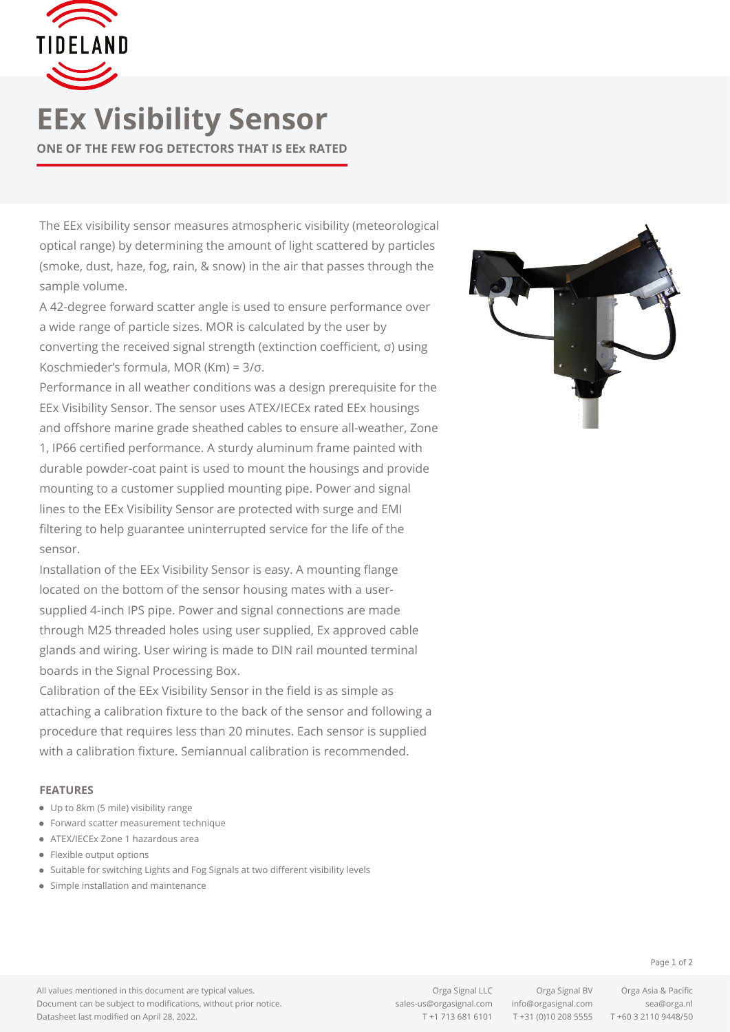TIDELAND

# EEx Visibility Sensor

**ONE OF THE FEW FOG DETECTORS THAT IS EEx RATED**

The EEx visibility sensor measures atmospheric visibility (meteorological optical range) by determining the amount of light scattered by particles (smoke, dust, haze, fog, rain, & snow) in the air that passes through the sample volume.

A 42-degree forward scatter angle is used to ensure performance over a wide range of particle sizes. MOR is calculated by the user by converting the received signal strength (extinction coefficient, $\sigma$) using Koschmieder's formula, MOR (Km) = $3/\sigma$.

Performance in all weather conditions was a design prerequisite for the EEx Visibility Sensor. The sensor uses ATEX/IECEx rated EEx housings and offshore marine grade sheathed cables to ensure all-weather, Zone 1, IP66 certified performance. A sturdy aluminum frame painted with durable powder-coat paint is used to mount the housings and provide mounting to a customer supplied mounting pipe. Power and signal lines to the EEx Visibility Sensor are protected with surge and EMI filtering to help guarantee uninterrupted service for the life of the sensor.

Installation of the EEx Visibility Sensor is easy. A mounting flange located on the bottom of the sensor housing mates with a user-supplied 4-inch IPS pipe. Power and signal connections are made through M25 threaded holes using user supplied, Ex approved cable glands and wiring. User wiring is made to DIN rail mounted terminal boards in the Signal Processing Box.

Calibration of the EEx Visibility Sensor in the field is as simple as attaching a calibration fixture to the back of the sensor and following a procedure that requires less than 20 minutes. Each sensor is supplied with a calibration fixture. Semiannual calibration is recommended.

#### FEATURES

- Up to 8km (5 mile) visibility range
- Forward scatter measurement technique
- ATEX/IECEx Zone 1 hazardous area
- Flexible output options
- Suitable for switching Lights and Fog Signals at two different visibility levels
- Simple installation and maintenance

All values mentioned in this document are typical values.
Document can be subject to modifications, without prior notice.
Datasheet last modified on April 28, 2022.

Orga Signal LLC
sales-us@orgasignal.com
T +1 713 681 6101

Orga Signal BV
info@orgasignal.com
T +31 (0)10 208 5555

Orga Asia & Pacific
sea@orga.nl
T +60 3 2110 9448/50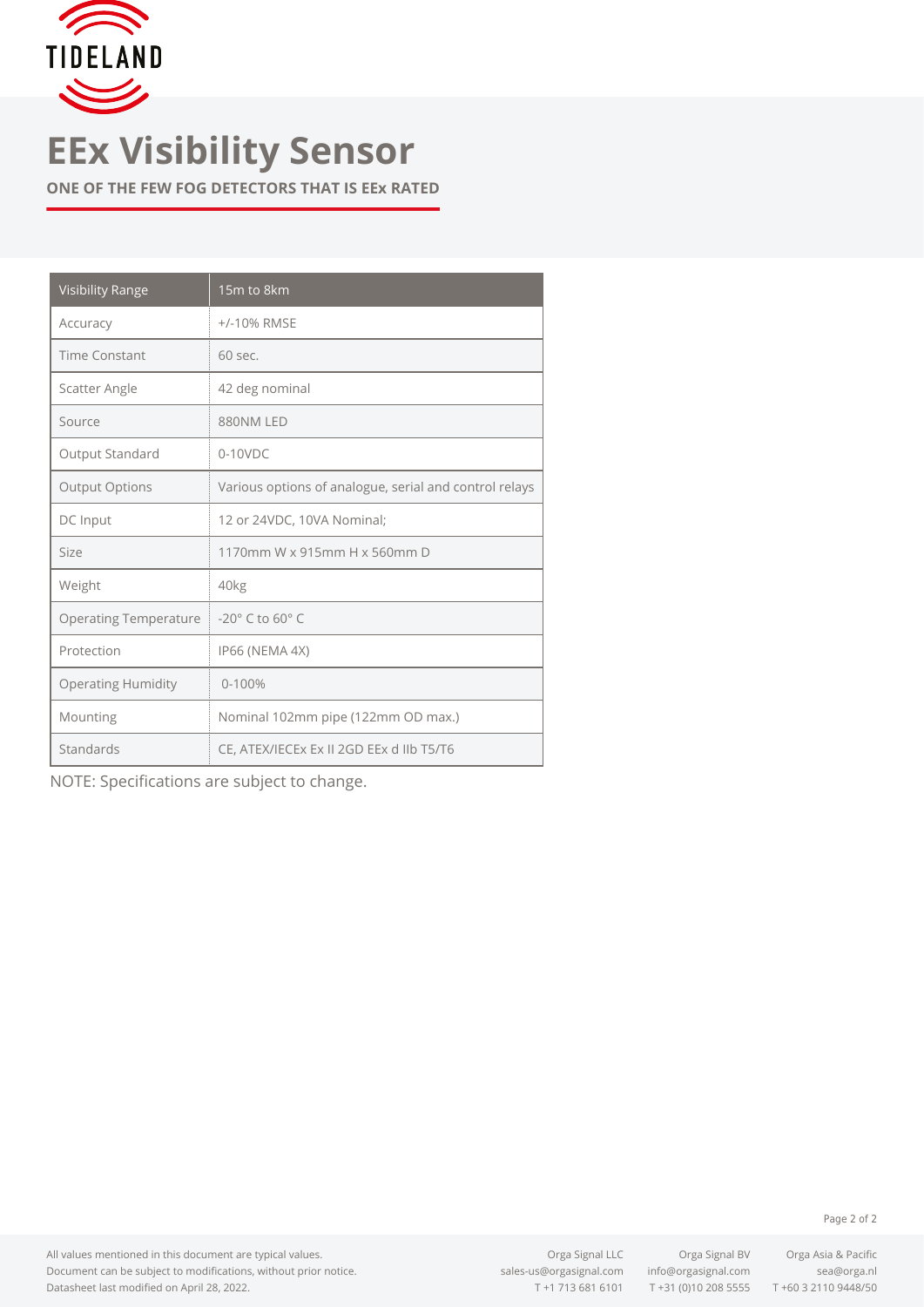# EEx Visibility Sensor

**ONE OF THE FEW FOG DETECTORS THAT IS EEx RATED**

| Visibility Range | 15m to 8km |
|---|---|
| Accuracy | +/-10% RMSE |
| Time Constant | 60 sec. |
| Scatter Angle | 42 deg nominal |
| Source | 880NM LED |
| Output Standard | 0-10VDC |
| Output Options | Various options of analogue, serial and control relays |
| DC Input | 12 or 24VDC, 10VA Nominal; |
| Size | 1170mm W x 915mm H x 560mm D |
| Weight | 40kg |
| Operating Temperature | -20° C to 60° C |
| Protection | IP66 (NEMA 4X) |
| Operating Humidity | 0-100% |
| Mounting | Nominal 102mm pipe (122mm OD max.) |
| Standards | CE, ATEX/IECEx Ex II 2GD EEx d IIb T5/T6 |

NOTE: Specifications are subject to change.

All values mentioned in this document are typical values.
Document can be subject to modifications, without prior notice.
Datasheet last modified on April 28, 2022.

Orga Signal LLC
sales-us@orgasignal.com
T +1 713 681 6101

Orga Signal BV
info@orgasignal.com
T +31 (0)10 208 5555

Orga Asia & Pacific
sea@orga.nl
T +60 3 2110 9448/50